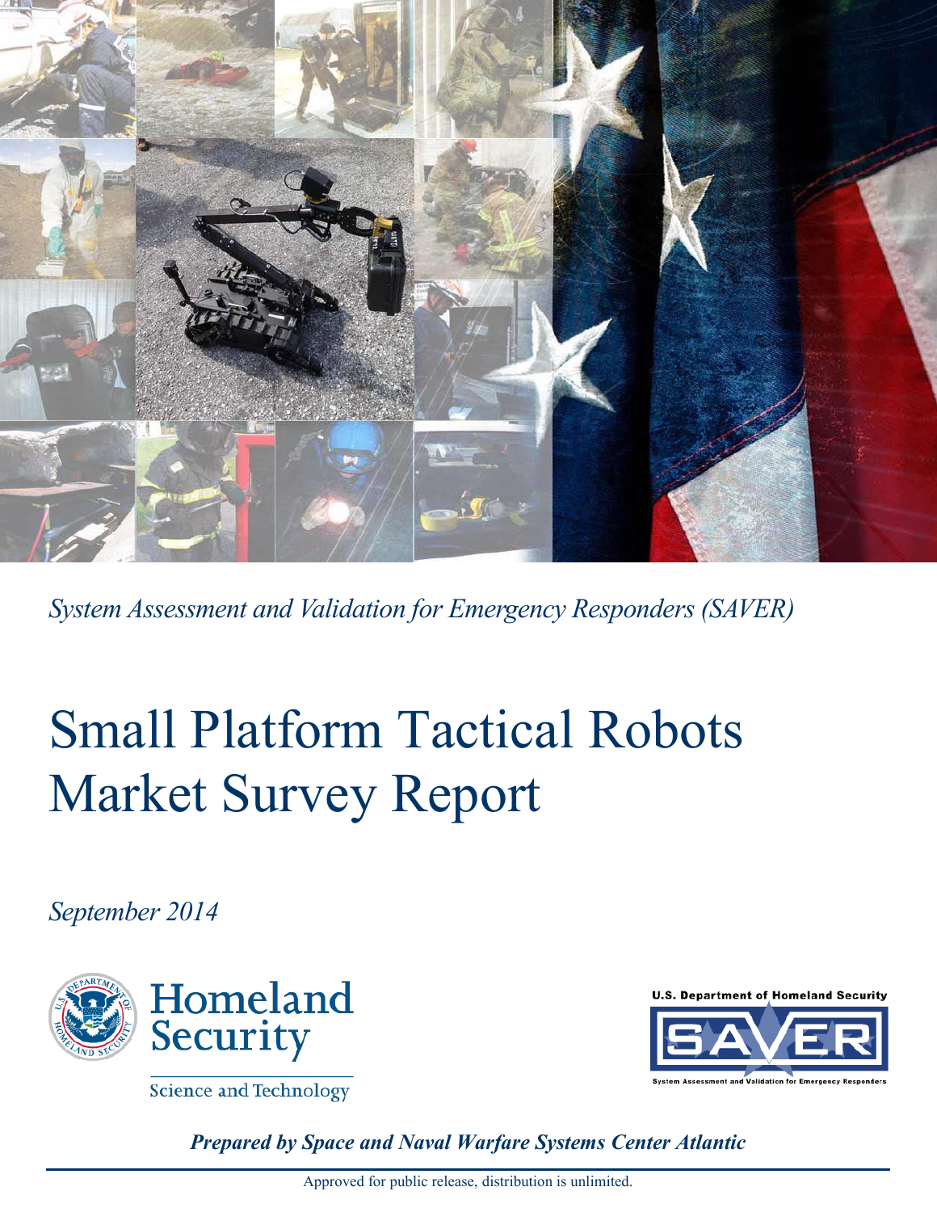*System Assessment and Validation for Emergency Responders (SAVER)*

# Small Platform Tactical Robots Market Survey Report

*September 2014*

Homeland Security

Science and Technology

U.S. Department of Homeland Security

SAVER

System Assessment and Validation for Emergency Responders

***Prepared by Space and Naval Warfare Systems Center Atlantic***

Approved for public release, distribution is unlimited.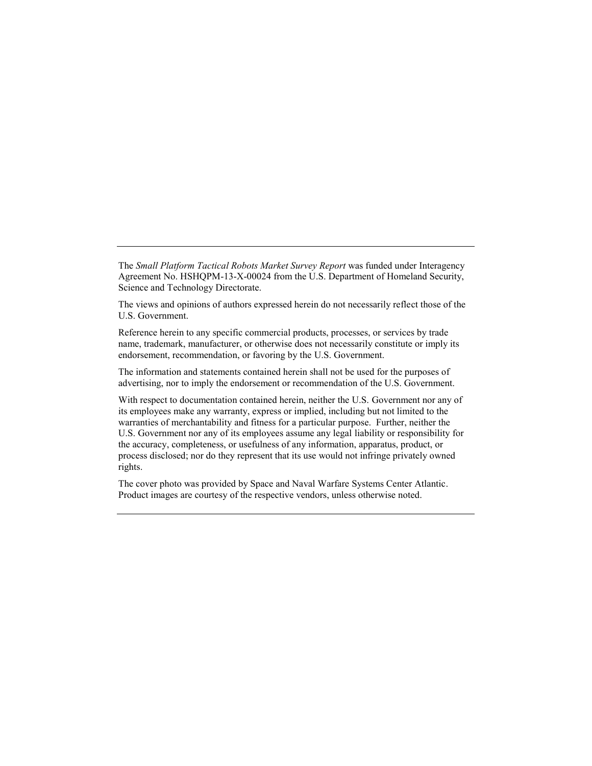The *Small Platform Tactical Robots Market Survey Report* was funded under Interagency Agreement No. HSHQPM-13-X-00024 from the U.S. Department of Homeland Security, Science and Technology Directorate.

The views and opinions of authors expressed herein do not necessarily reflect those of the U.S. Government.

Reference herein to any specific commercial products, processes, or services by trade name, trademark, manufacturer, or otherwise does not necessarily constitute or imply its endorsement, recommendation, or favoring by the U.S. Government.

The information and statements contained herein shall not be used for the purposes of advertising, nor to imply the endorsement or recommendation of the U.S. Government.

With respect to documentation contained herein, neither the U.S. Government nor any of its employees make any warranty, express or implied, including but not limited to the warranties of merchantability and fitness for a particular purpose. Further, neither the U.S. Government nor any of its employees assume any legal liability or responsibility for the accuracy, completeness, or usefulness of any information, apparatus, product, or process disclosed; nor do they represent that its use would not infringe privately owned rights.

The cover photo was provided by Space and Naval Warfare Systems Center Atlantic. Product images are courtesy of the respective vendors, unless otherwise noted.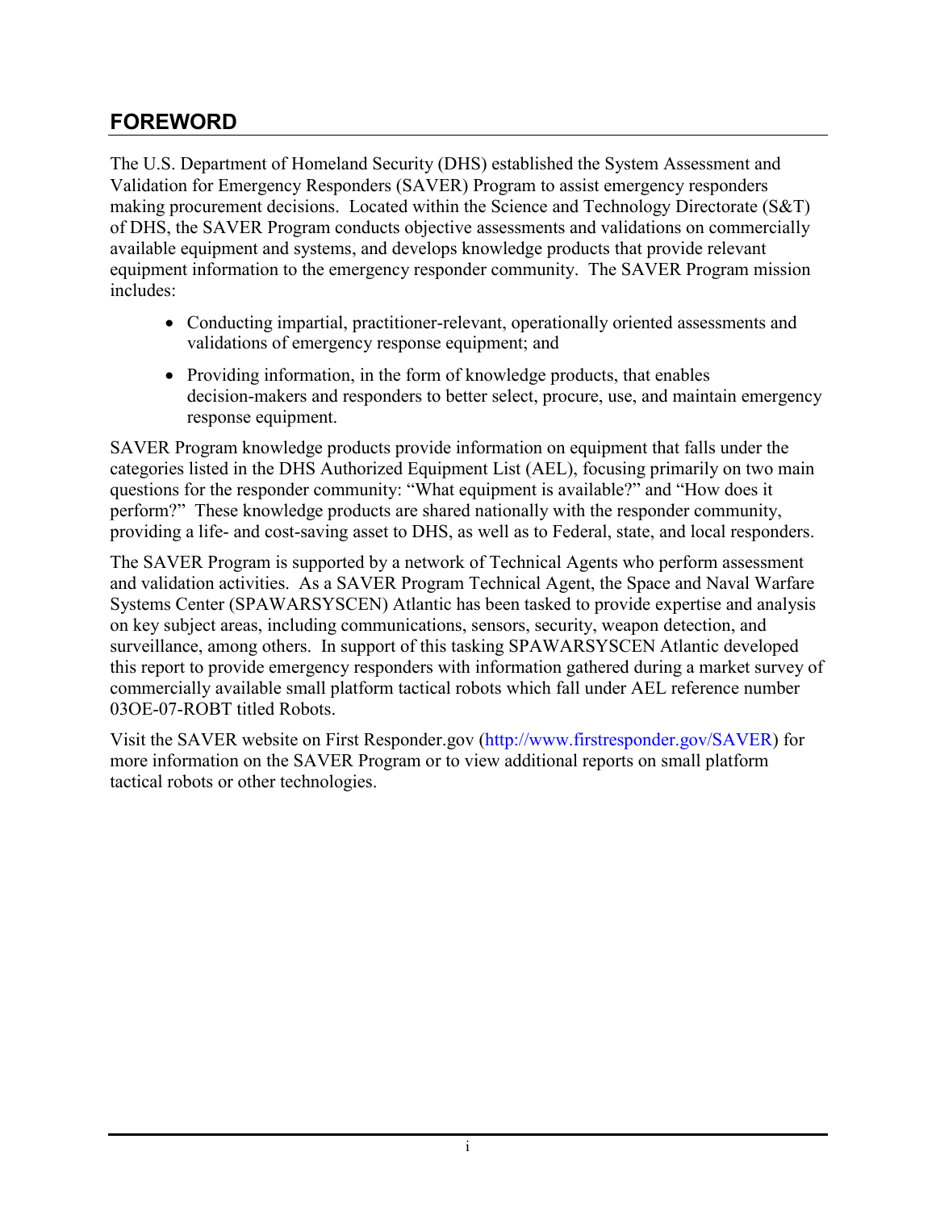## FOREWORD

The U.S. Department of Homeland Security (DHS) established the System Assessment and Validation for Emergency Responders (SAVER) Program to assist emergency responders making procurement decisions. Located within the Science and Technology Directorate (S&T) of DHS, the SAVER Program conducts objective assessments and validations on commercially available equipment and systems, and develops knowledge products that provide relevant equipment information to the emergency responder community. The SAVER Program mission includes:

- Conducting impartial, practitioner-relevant, operationally oriented assessments and validations of emergency response equipment; and
- Providing information, in the form of knowledge products, that enables decision-makers and responders to better select, procure, use, and maintain emergency response equipment.

SAVER Program knowledge products provide information on equipment that falls under the categories listed in the DHS Authorized Equipment List (AEL), focusing primarily on two main questions for the responder community: "What equipment is available?" and "How does it perform?" These knowledge products are shared nationally with the responder community, providing a life- and cost-saving asset to DHS, as well as to Federal, state, and local responders.

The SAVER Program is supported by a network of Technical Agents who perform assessment and validation activities. As a SAVER Program Technical Agent, the Space and Naval Warfare Systems Center (SPAWARSYSCEN) Atlantic has been tasked to provide expertise and analysis on key subject areas, including communications, sensors, security, weapon detection, and surveillance, among others. In support of this tasking SPAWARSYSCEN Atlantic developed this report to provide emergency responders with information gathered during a market survey of commercially available small platform tactical robots which fall under AEL reference number 03OE-07-ROBT titled Robots.

Visit the SAVER website on First Responder.gov (http://www.firstresponder.gov/SAVER) for more information on the SAVER Program or to view additional reports on small platform tactical robots or other technologies.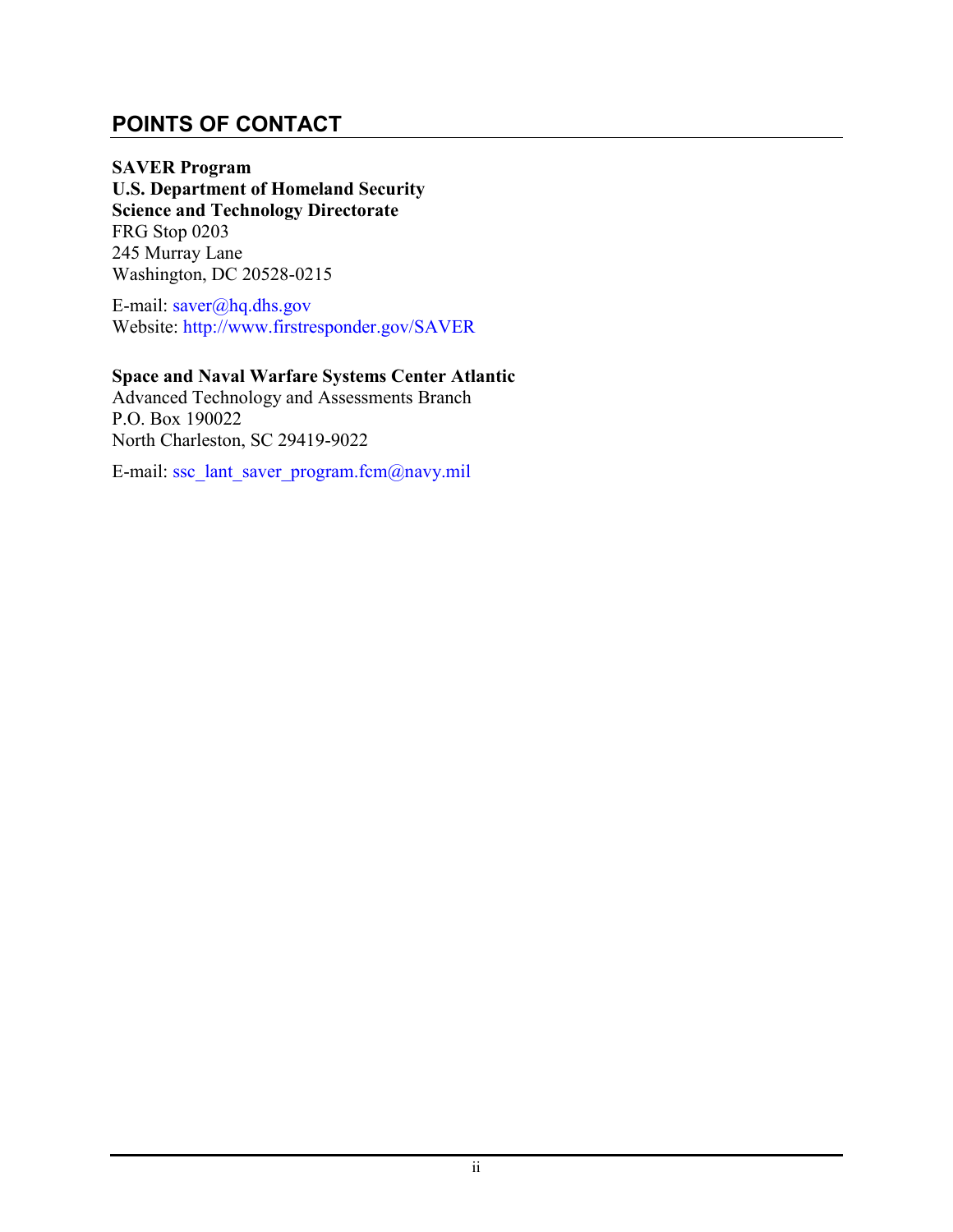## POINTS OF CONTACT

**SAVER Program**
**U.S. Department of Homeland Security**
**Science and Technology Directorate**
FRG Stop 0203
245 Murray Lane
Washington, DC 20528-0215

E-mail: saver@hq.dhs.gov
Website: http://www.firstresponder.gov/SAVER

**Space and Naval Warfare Systems Center Atlantic**
Advanced Technology and Assessments Branch
P.O. Box 190022
North Charleston, SC 29419-9022

E-mail: ssc_lant_saver_program.fcm@navy.mil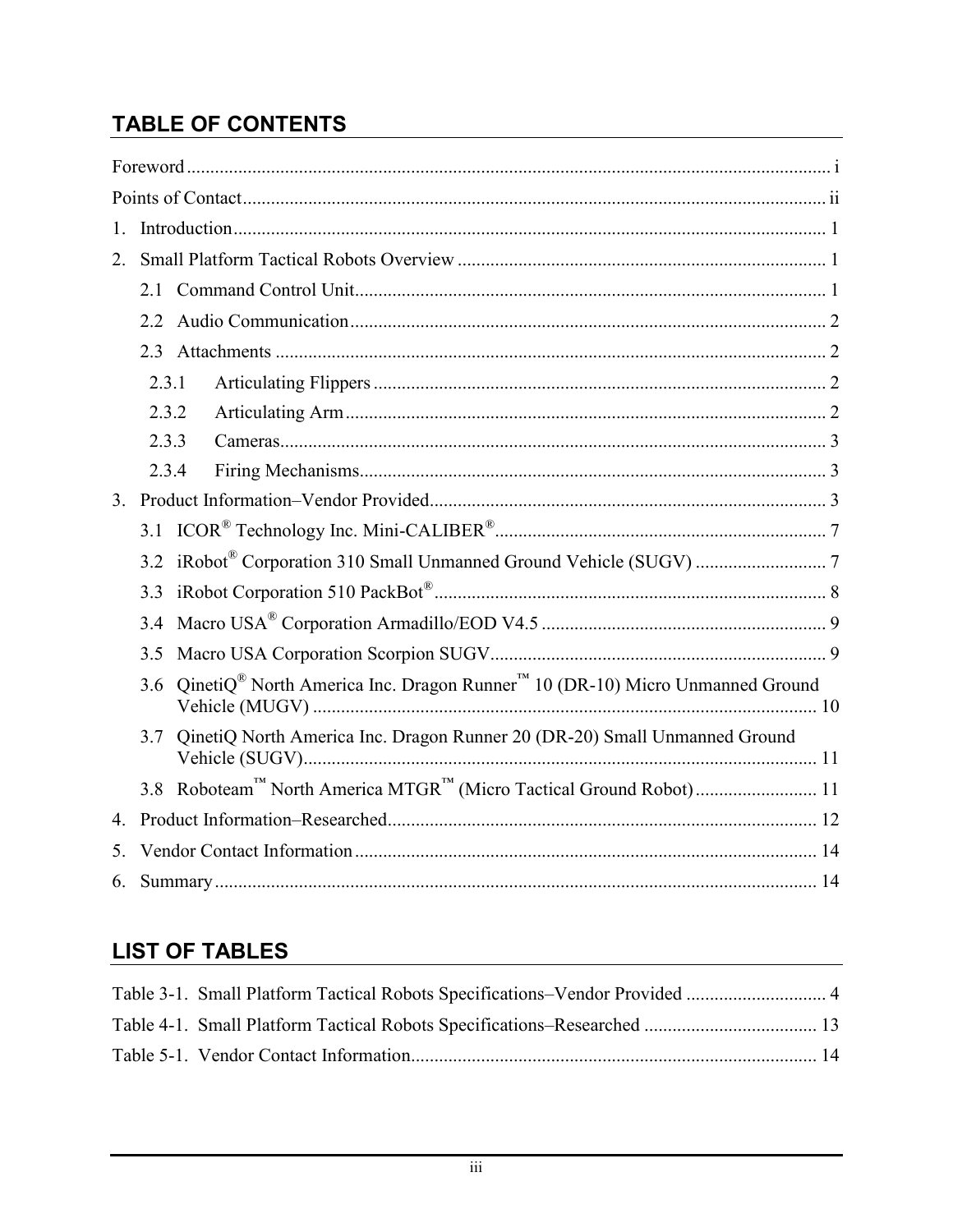## TABLE OF CONTENTS

Foreword ........................................................................................................................... i

Points of Contact ............................................................................................................. ii

1. Introduction ................................................................................................................. 1
2. Small Platform Tactical Robots Overview ................................................................. 1
   - 2.1 Command Control Unit ........................................................................................ 1
   - 2.2 Audio Communication ......................................................................................... 2
   - 2.3 Attachments ......................................................................................................... 2
     - 2.3.1 Articulating Flippers ..................................................................................... 2
     - 2.3.2 Articulating Arm ........................................................................................... 2
     - 2.3.3 Cameras ........................................................................................................ 3
     - 2.3.4 Firing Mechanisms ........................................................................................ 3
3. Product Information–Vendor Provided ...................................................................... 3
   - 3.1 ICOR® Technology Inc. Mini-CALIBER® ......................................................... 7
   - 3.2 iRobot® Corporation 310 Small Unmanned Ground Vehicle (SUGV) ............... 7
   - 3.3 iRobot Corporation 510 PackBot® ...................................................................... 8
   - 3.4 Macro USA® Corporation Armadillo/EOD V4.5 ................................................ 9
   - 3.5 Macro USA Corporation Scorpion SUGV ........................................................... 9
   - 3.6 QinetiQ® North America Inc. Dragon Runner™ 10 (DR-10) Micro Unmanned Ground Vehicle (MUGV) ............................................................................................. 10
   - 3.7 QinetiQ North America Inc. Dragon Runner 20 (DR-20) Small Unmanned Ground Vehicle (SUGV) ............................................................................................... 11
   - 3.8 Roboteam™ North America MTGR™ (Micro Tactical Ground Robot) ............. 11
4. Product Information–Researched .............................................................................. 12
5. Vendor Contact Information ..................................................................................... 14
6. Summary ................................................................................................................... 14

## LIST OF TABLES

Table 3-1. Small Platform Tactical Robots Specifications–Vendor Provided .............................. 4

Table 4-1. Small Platform Tactical Robots Specifications–Researched ..................................... 13

Table 5-1. Vendor Contact Information ...................................................................................... 14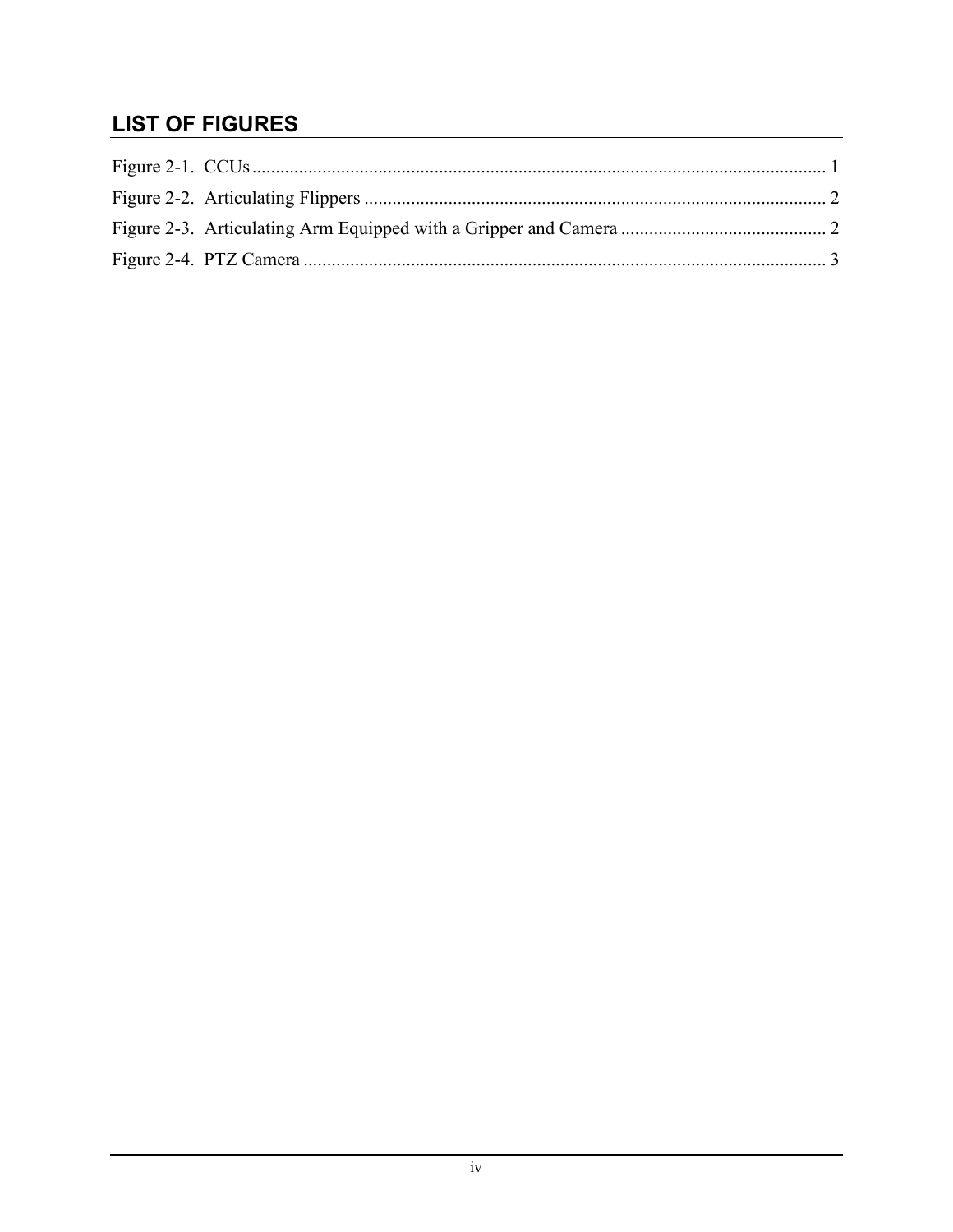## LIST OF FIGURES

Figure 2-1. CCUs ........................................................................................................................... 1

Figure 2-2. Articulating Flippers ................................................................................................... 2

Figure 2-3. Articulating Arm Equipped with a Gripper and Camera ............................................ 2

Figure 2-4. PTZ Camera ................................................................................................................ 3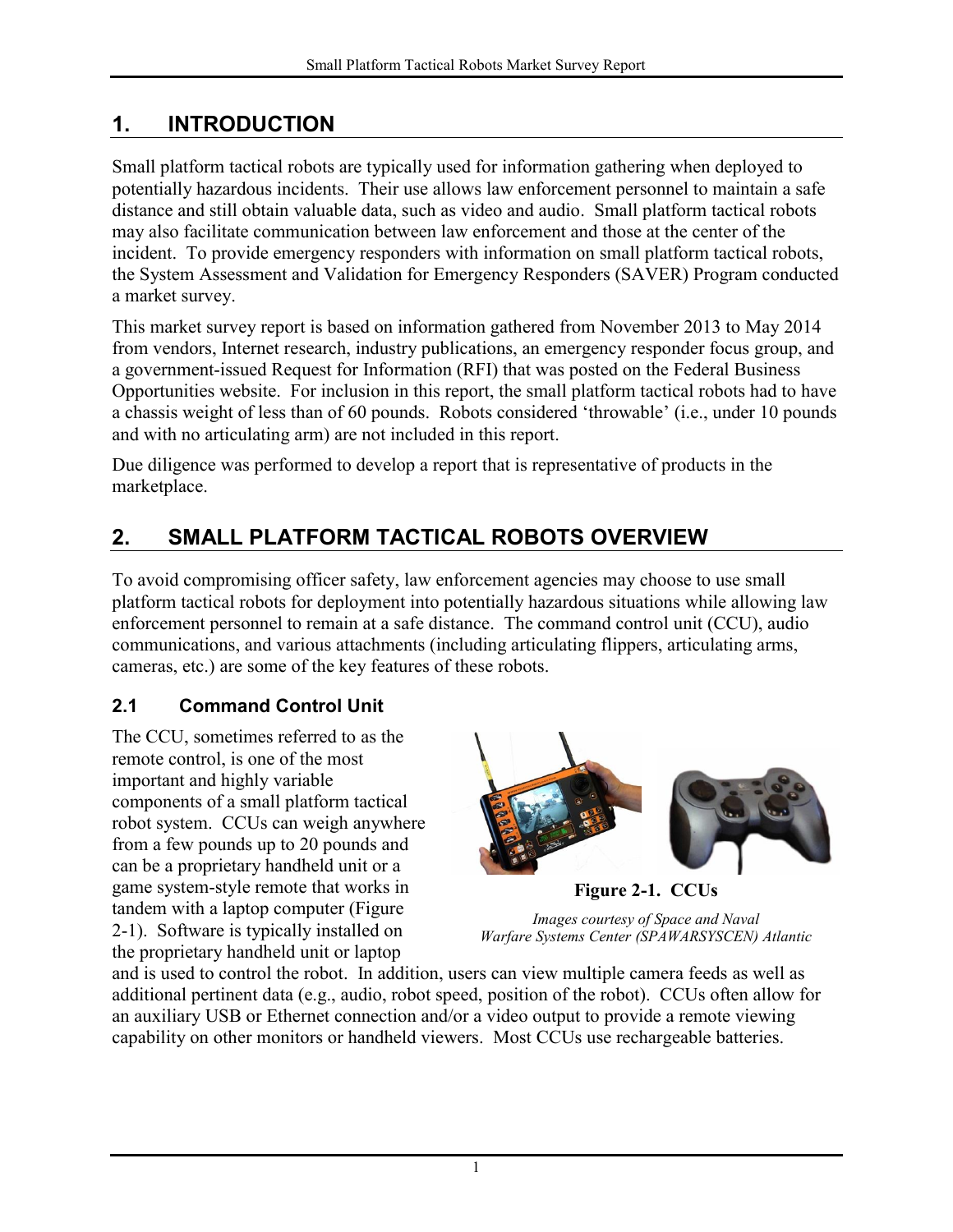# 1. INTRODUCTION

Small platform tactical robots are typically used for information gathering when deployed to potentially hazardous incidents. Their use allows law enforcement personnel to maintain a safe distance and still obtain valuable data, such as video and audio. Small platform tactical robots may also facilitate communication between law enforcement and those at the center of the incident. To provide emergency responders with information on small platform tactical robots, the System Assessment and Validation for Emergency Responders (SAVER) Program conducted a market survey.

This market survey report is based on information gathered from November 2013 to May 2014 from vendors, Internet research, industry publications, an emergency responder focus group, and a government-issued Request for Information (RFI) that was posted on the Federal Business Opportunities website. For inclusion in this report, the small platform tactical robots had to have a chassis weight of less than of 60 pounds. Robots considered 'throwable' (i.e., under 10 pounds and with no articulating arm) are not included in this report.

Due diligence was performed to develop a report that is representative of products in the marketplace.

# 2. SMALL PLATFORM TACTICAL ROBOTS OVERVIEW

To avoid compromising officer safety, law enforcement agencies may choose to use small platform tactical robots for deployment into potentially hazardous situations while allowing law enforcement personnel to remain at a safe distance. The command control unit (CCU), audio communications, and various attachments (including articulating flippers, articulating arms, cameras, etc.) are some of the key features of these robots.

## 2.1 Command Control Unit

The CCU, sometimes referred to as the remote control, is one of the most important and highly variable components of a small platform tactical robot system. CCUs can weigh anywhere from a few pounds up to 20 pounds and can be a proprietary handheld unit or a game system-style remote that works in tandem with a laptop computer (Figure 2-1). Software is typically installed on the proprietary handheld unit or laptop and is used to control the robot. In addition, users can view multiple camera feeds as well as additional pertinent data (e.g., audio, robot speed, position of the robot). CCUs often allow for an auxiliary USB or Ethernet connection and/or a video output to provide a remote viewing capability on other monitors or handheld viewers. Most CCUs use rechargeable batteries.

**Figure 2-1. CCUs**

*Images courtesy of Space and Naval Warfare Systems Center (SPAWARSYSCEN) Atlantic*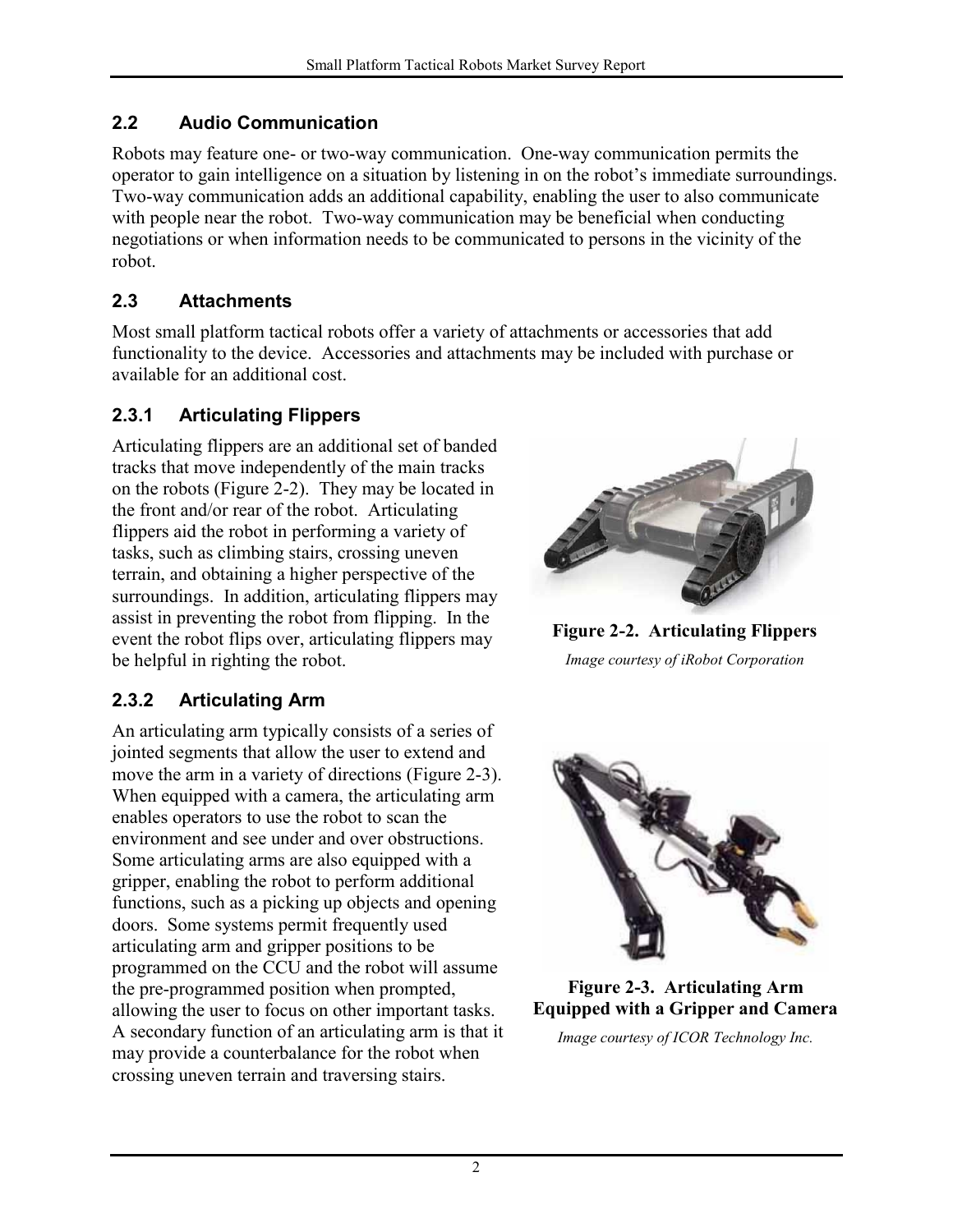## 2.2 Audio Communication

Robots may feature one- or two-way communication. One-way communication permits the operator to gain intelligence on a situation by listening in on the robot's immediate surroundings. Two-way communication adds an additional capability, enabling the user to also communicate with people near the robot. Two-way communication may be beneficial when conducting negotiations or when information needs to be communicated to persons in the vicinity of the robot.

## 2.3 Attachments

Most small platform tactical robots offer a variety of attachments or accessories that add functionality to the device. Accessories and attachments may be included with purchase or available for an additional cost.

### 2.3.1 Articulating Flippers

Articulating flippers are an additional set of banded tracks that move independently of the main tracks on the robots (Figure 2-2). They may be located in the front and/or rear of the robot. Articulating flippers aid the robot in performing a variety of tasks, such as climbing stairs, crossing uneven terrain, and obtaining a higher perspective of the surroundings. In addition, articulating flippers may assist in preventing the robot from flipping. In the event the robot flips over, articulating flippers may be helpful in righting the robot.

**Figure 2-2. Articulating Flippers**

*Image courtesy of iRobot Corporation*

### 2.3.2 Articulating Arm

An articulating arm typically consists of a series of jointed segments that allow the user to extend and move the arm in a variety of directions (Figure 2-3). When equipped with a camera, the articulating arm enables operators to use the robot to scan the environment and see under and over obstructions. Some articulating arms are also equipped with a gripper, enabling the robot to perform additional functions, such as a picking up objects and opening doors. Some systems permit frequently used articulating arm and gripper positions to be programmed on the CCU and the robot will assume the pre-programmed position when prompted, allowing the user to focus on other important tasks. A secondary function of an articulating arm is that it may provide a counterbalance for the robot when crossing uneven terrain and traversing stairs.

**Figure 2-3. Articulating Arm Equipped with a Gripper and Camera**

*Image courtesy of ICOR Technology Inc.*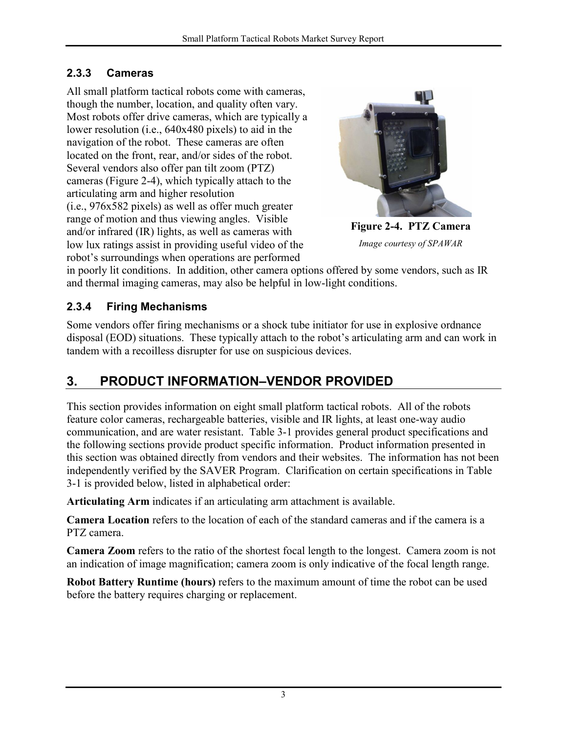### 2.3.3 Cameras

All small platform tactical robots come with cameras, though the number, location, and quality often vary. Most robots offer drive cameras, which are typically a lower resolution (i.e., 640x480 pixels) to aid in the navigation of the robot. These cameras are often located on the front, rear, and/or sides of the robot. Several vendors also offer pan tilt zoom (PTZ) cameras (Figure 2-4), which typically attach to the articulating arm and higher resolution (i.e., 976x582 pixels) as well as offer much greater range of motion and thus viewing angles. Visible and/or infrared (IR) lights, as well as cameras with low lux ratings assist in providing useful video of the robot's surroundings when operations are performed in poorly lit conditions. In addition, other camera options offered by some vendors, such as IR and thermal imaging cameras, may also be helpful in low-light conditions.

**Figure 2-4. PTZ Camera**

*Image courtesy of SPAWAR*

### 2.3.4 Firing Mechanisms

Some vendors offer firing mechanisms or a shock tube initiator for use in explosive ordnance disposal (EOD) situations. These typically attach to the robot's articulating arm and can work in tandem with a recoilless disrupter for use on suspicious devices.

## 3. PRODUCT INFORMATION–VENDOR PROVIDED

This section provides information on eight small platform tactical robots. All of the robots feature color cameras, rechargeable batteries, visible and IR lights, at least one-way audio communication, and are water resistant. Table 3-1 provides general product specifications and the following sections provide product specific information. Product information presented in this section was obtained directly from vendors and their websites. The information has not been independently verified by the SAVER Program. Clarification on certain specifications in Table 3-1 is provided below, listed in alphabetical order:

**Articulating Arm** indicates if an articulating arm attachment is available.

**Camera Location** refers to the location of each of the standard cameras and if the camera is a PTZ camera.

**Camera Zoom** refers to the ratio of the shortest focal length to the longest. Camera zoom is not an indication of image magnification; camera zoom is only indicative of the focal length range.

**Robot Battery Runtime (hours)** refers to the maximum amount of time the robot can be used before the battery requires charging or replacement.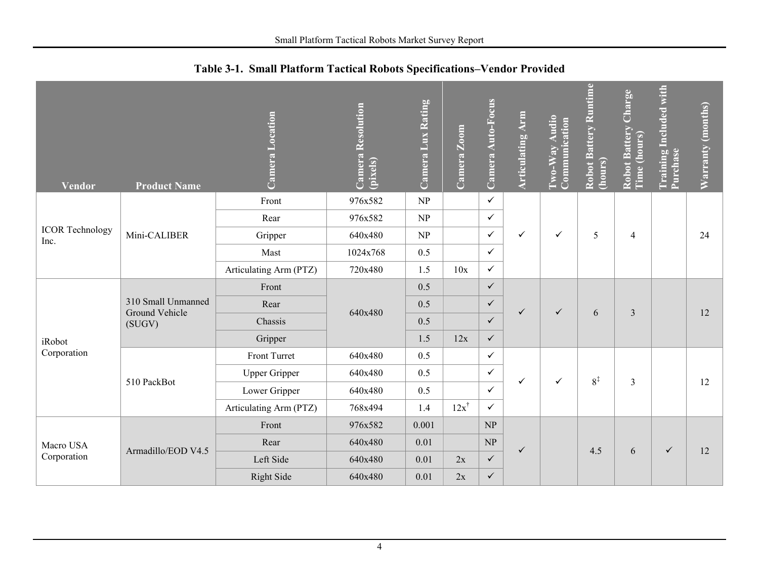**Table 3-1. Small Platform Tactical Robots Specifications–Vendor Provided**

| Vendor | Product Name | Camera Location | Camera Resolution (pixels) | Camera Lux Rating | Camera Zoom | Camera Auto-Focus | Articulating Arm | Two-Way Audio Communication | Robot Battery Runtime (hours) | Robot Battery Charge Time (hours) | Training Included with Purchase | Warranty (months) |
|---|---|---|---|---|---|---|---|---|---|---|---|---|
| ICOR Technology Inc. | Mini-CALIBER | Front | 976x582 | NP | | ✓ | ✓ | ✓ | 5 | 4 | | 24 |
| | | Rear | 976x582 | NP | | ✓ | | | | | | |
| | | Gripper | 640x480 | NP | | ✓ | | | | | | |
| | | Mast | 1024x768 | 0.5 | | ✓ | | | | | | |
| | | Articulating Arm (PTZ) | 720x480 | 1.5 | 10x | ✓ | | | | | | |
| iRobot Corporation | 310 Small Unmanned Ground Vehicle (SUGV) | Front | 640x480 | 0.5 | | ✓ | ✓ | ✓ | 6 | 3 | | 12 |
| | | Rear | | 0.5 | | ✓ | | | | | | |
| | | Chassis | | 0.5 | | ✓ | | | | | | |
| | | Gripper | | 1.5 | 12x | ✓ | | | | | | |
| | 510 PackBot | Front Turret | 640x480 | 0.5 | | ✓ | ✓ | ✓ | 8‡ | 3 | | 12 |
| | | Upper Gripper | 640x480 | 0.5 | | ✓ | | | | | | |
| | | Lower Gripper | 640x480 | 0.5 | | ✓ | | | | | | |
| | | Articulating Arm (PTZ) | 768x494 | 1.4 | 12x† | ✓ | | | | | | |
| Macro USA Corporation | Armadillo/EOD V4.5 | Front | 976x582 | 0.001 | | NP | ✓ | | 4.5 | 6 | ✓ | 12 |
| | | Rear | 640x480 | 0.01 | | NP | | | | | | |
| | | Left Side | 640x480 | 0.01 | 2x | ✓ | | | | | | |
| | | Right Side | 640x480 | 0.01 | 2x | ✓ | | | | | | |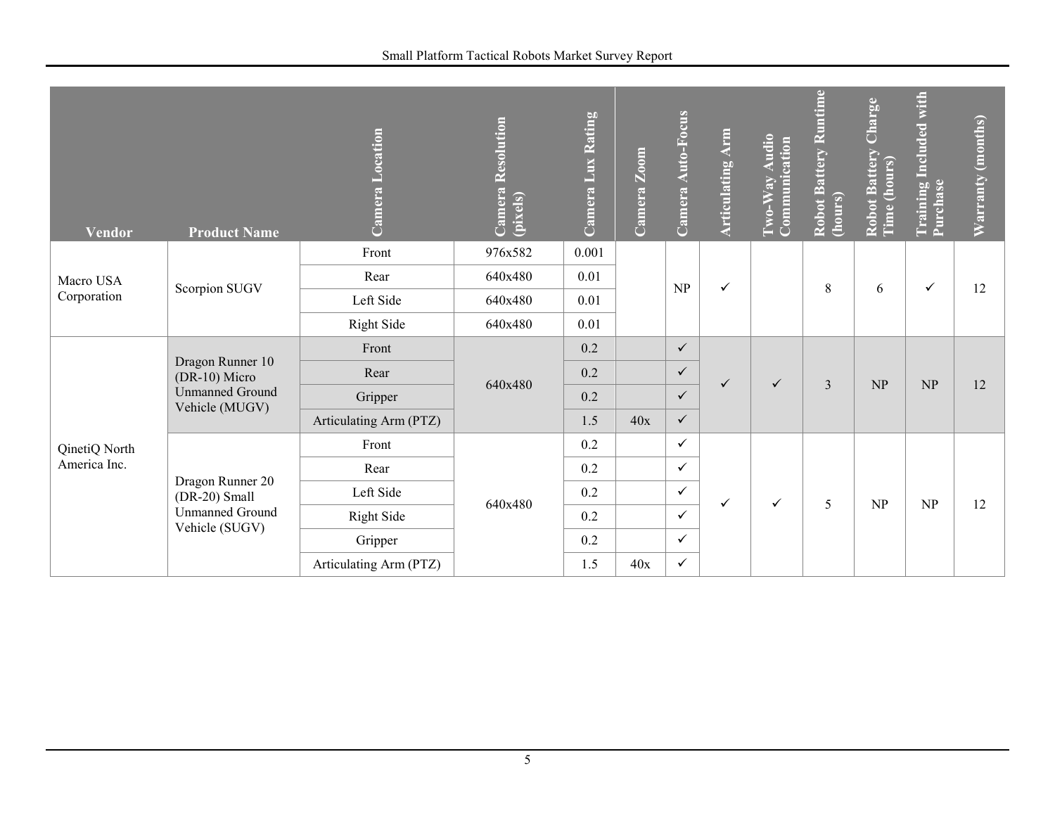| Vendor | Product Name | Camera Location | Camera Resolution (pixels) | Camera Lux Rating | Camera Zoom | Camera Auto-Focus | Articulating Arm | Two-Way Audio Communication | Robot Battery Runtime (hours) | Robot Battery Charge Time (hours) | Training Included with Purchase | Warranty (months) |
|---|---|---|---|---|---|---|---|---|---|---|---|---|
| Macro USA Corporation | Scorpion SUGV | Front | 976x582 | 0.001 | | NP | ✓ | | 8 | 6 | ✓ | 12 |
| | | Rear | 640x480 | 0.01 | | | | | | | | |
| | | Left Side | 640x480 | 0.01 | | | | | | | | |
| | | Right Side | 640x480 | 0.01 | | | | | | | | |
| QinetiQ North America Inc. | Dragon Runner 10 (DR-10) Micro Unmanned Ground Vehicle (MUGV) | Front | 640x480 | 0.2 | | ✓ | ✓ | ✓ | 3 | NP | NP | 12 |
| | | Rear | | 0.2 | | ✓ | | | | | | |
| | | Gripper | | 0.2 | | ✓ | | | | | | |
| | | Articulating Arm (PTZ) | | 1.5 | 40x | ✓ | | | | | | |
| | Dragon Runner 20 (DR-20) Small Unmanned Ground Vehicle (SUGV) | Front | 640x480 | 0.2 | | ✓ | ✓ | ✓ | 5 | NP | NP | 12 |
| | | Rear | | 0.2 | | ✓ | | | | | | |
| | | Left Side | | 0.2 | | ✓ | | | | | | |
| | | Right Side | | 0.2 | | ✓ | | | | | | |
| | | Gripper | | 0.2 | | ✓ | | | | | | |
| | | Articulating Arm (PTZ) | | 1.5 | 40x | ✓ | | | | | | |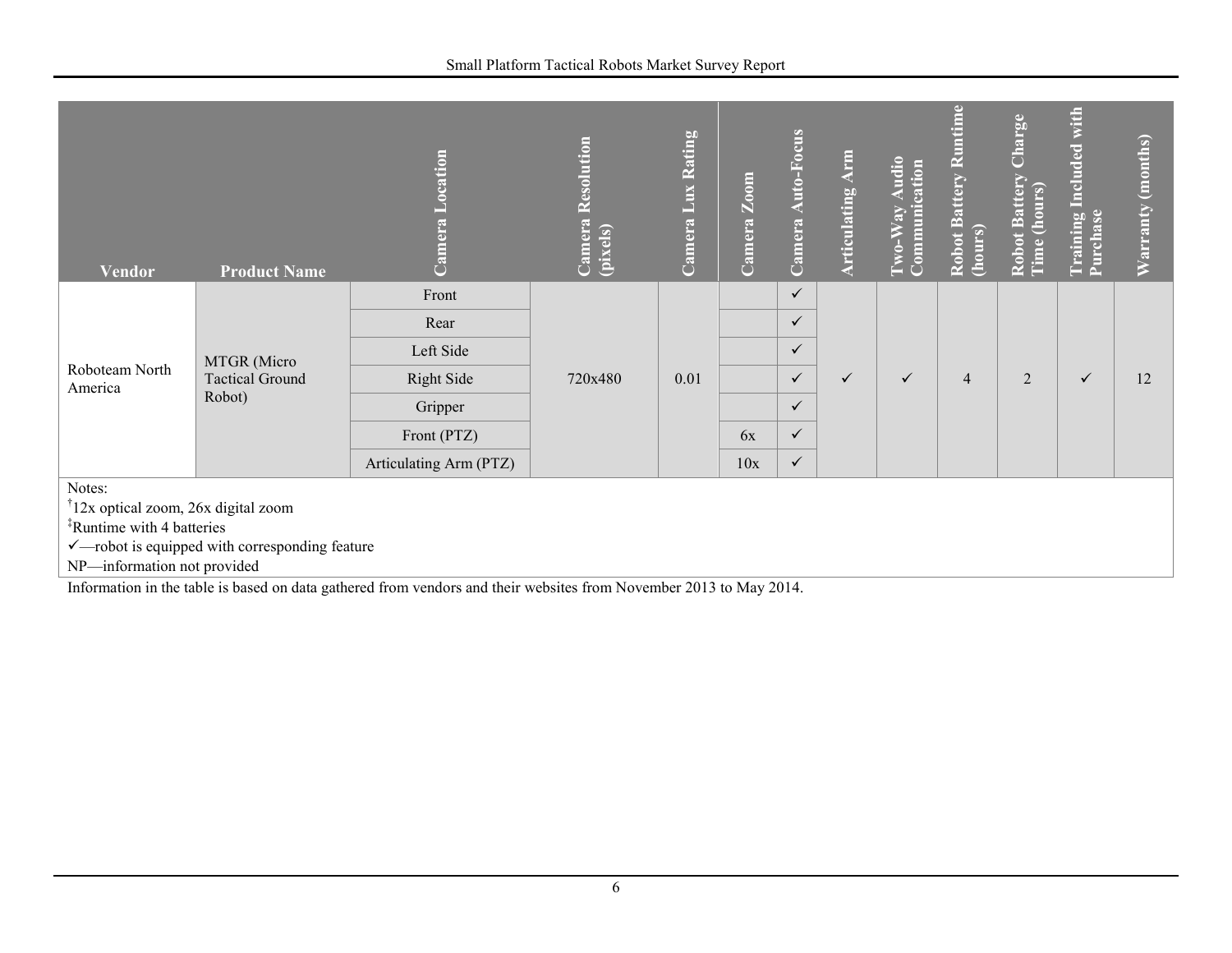| Vendor | Product Name | Camera Location | Camera Resolution (pixels) | Camera Lux Rating | Camera Zoom | Camera Auto-Focus | Articulating Arm | Two-Way Audio Communication | Robot Battery Runtime (hours) | Robot Battery Charge Time (hours) | Training Included with Purchase | Warranty (months) |
|---|---|---|---|---|---|---|---|---|---|---|---|---|
| Roboteam North America | MTGR (Micro Tactical Ground Robot) | Front | 720x480 | 0.01 | | ✓ | ✓ | ✓ | 4 | 2 | ✓ | 12 |
| | | Rear | | | | ✓ | | | | | | |
| | | Left Side | | | | ✓ | | | | | | |
| | | Right Side | | | | ✓ | | | | | | |
| | | Gripper | | | | ✓ | | | | | | |
| | | Front (PTZ) | | | 6x | ✓ | | | | | | |
| | | Articulating Arm (PTZ) | | | 10x | ✓ | | | | | | |

Notes:
†12x optical zoom, 26x digital zoom
‡Runtime with 4 batteries
✓—robot is equipped with corresponding feature
NP—information not provided

Information in the table is based on data gathered from vendors and their websites from November 2013 to May 2014.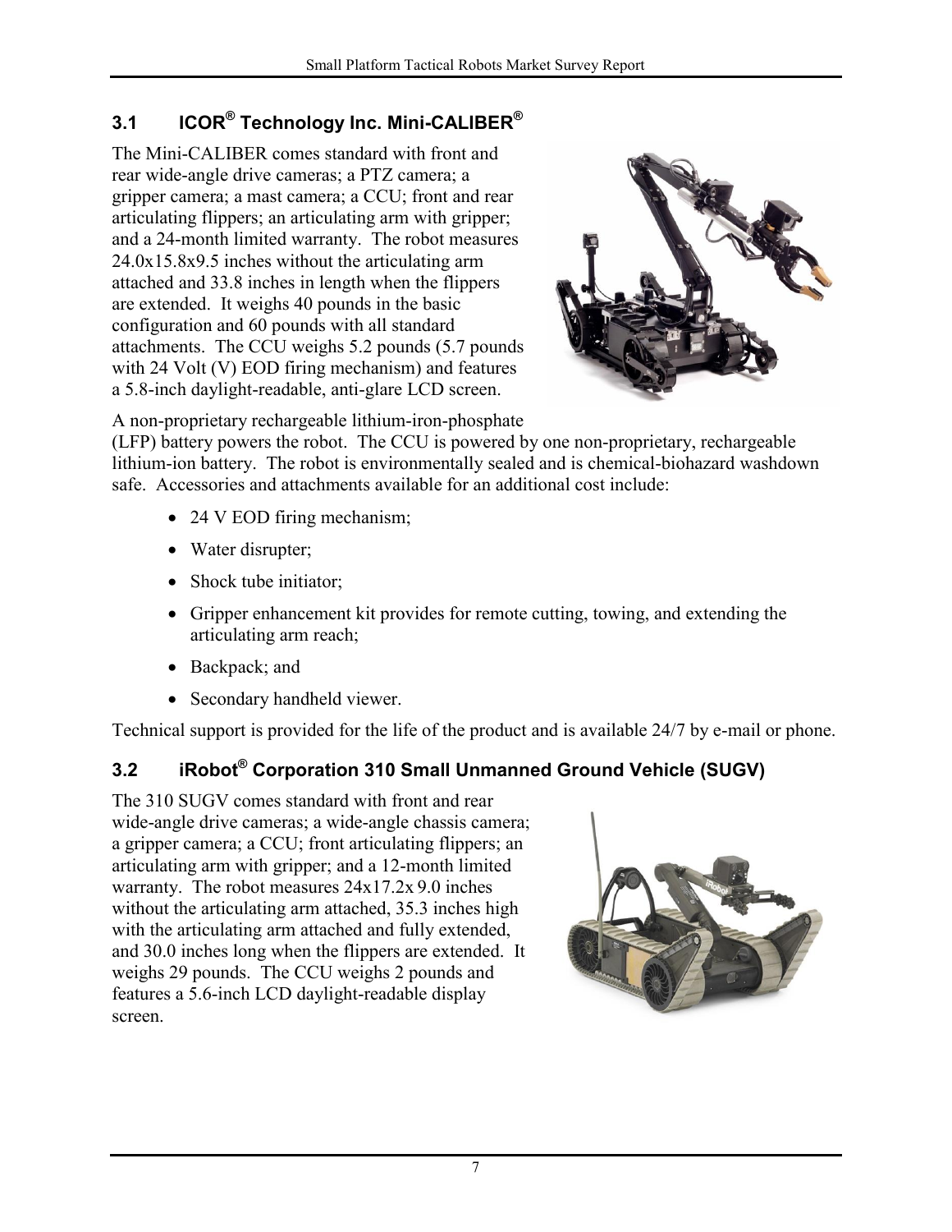## 3.1 ICOR® Technology Inc. Mini-CALIBER®

The Mini-CALIBER comes standard with front and rear wide-angle drive cameras; a PTZ camera; a gripper camera; a mast camera; a CCU; front and rear articulating flippers; an articulating arm with gripper; and a 24-month limited warranty. The robot measures 24.0x15.8x9.5 inches without the articulating arm attached and 33.8 inches in length when the flippers are extended. It weighs 40 pounds in the basic configuration and 60 pounds with all standard attachments. The CCU weighs 5.2 pounds (5.7 pounds with 24 Volt (V) EOD firing mechanism) and features a 5.8-inch daylight-readable, anti-glare LCD screen.

A non-proprietary rechargeable lithium-iron-phosphate (LFP) battery powers the robot. The CCU is powered by one non-proprietary, rechargeable lithium-ion battery. The robot is environmentally sealed and is chemical-biohazard washdown safe. Accessories and attachments available for an additional cost include:

- 24 V EOD firing mechanism;
- Water disrupter;
- Shock tube initiator;
- Gripper enhancement kit provides for remote cutting, towing, and extending the articulating arm reach;
- Backpack; and
- Secondary handheld viewer.

Technical support is provided for the life of the product and is available 24/7 by e-mail or phone.

## 3.2 iRobot® Corporation 310 Small Unmanned Ground Vehicle (SUGV)

The 310 SUGV comes standard with front and rear wide-angle drive cameras; a wide-angle chassis camera; a gripper camera; a CCU; front articulating flippers; an articulating arm with gripper; and a 12-month limited warranty. The robot measures 24x17.2x 9.0 inches without the articulating arm attached, 35.3 inches high with the articulating arm attached and fully extended, and 30.0 inches long when the flippers are extended. It weighs 29 pounds. The CCU weighs 2 pounds and features a 5.6-inch LCD daylight-readable display screen.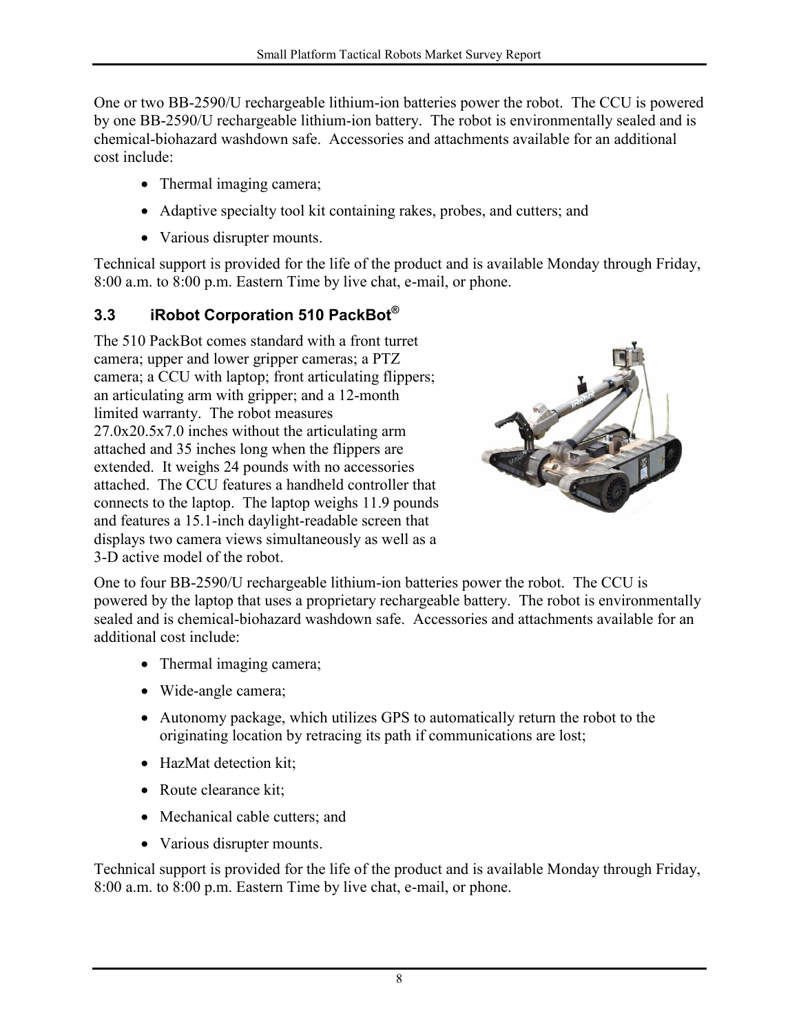One or two BB-2590/U rechargeable lithium-ion batteries power the robot. The CCU is powered by one BB-2590/U rechargeable lithium-ion battery. The robot is environmentally sealed and is chemical-biohazard washdown safe. Accessories and attachments available for an additional cost include:

- Thermal imaging camera;
- Adaptive specialty tool kit containing rakes, probes, and cutters; and
- Various disrupter mounts.

Technical support is provided for the life of the product and is available Monday through Friday, 8:00 a.m. to 8:00 p.m. Eastern Time by live chat, e-mail, or phone.

### 3.3 iRobot Corporation 510 PackBot®

The 510 PackBot comes standard with a front turret camera; upper and lower gripper cameras; a PTZ camera; a CCU with laptop; front articulating flippers; an articulating arm with gripper; and a 12-month limited warranty. The robot measures 27.0x20.5x7.0 inches without the articulating arm attached and 35 inches long when the flippers are extended. It weighs 24 pounds with no accessories attached. The CCU features a handheld controller that connects to the laptop. The laptop weighs 11.9 pounds and features a 15.1-inch daylight-readable screen that displays two camera views simultaneously as well as a 3-D active model of the robot.

One to four BB-2590/U rechargeable lithium-ion batteries power the robot. The CCU is powered by the laptop that uses a proprietary rechargeable battery. The robot is environmentally sealed and is chemical-biohazard washdown safe. Accessories and attachments available for an additional cost include:

- Thermal imaging camera;
- Wide-angle camera;
- Autonomy package, which utilizes GPS to automatically return the robot to the originating location by retracing its path if communications are lost;
- HazMat detection kit;
- Route clearance kit;
- Mechanical cable cutters; and
- Various disrupter mounts.

Technical support is provided for the life of the product and is available Monday through Friday, 8:00 a.m. to 8:00 p.m. Eastern Time by live chat, e-mail, or phone.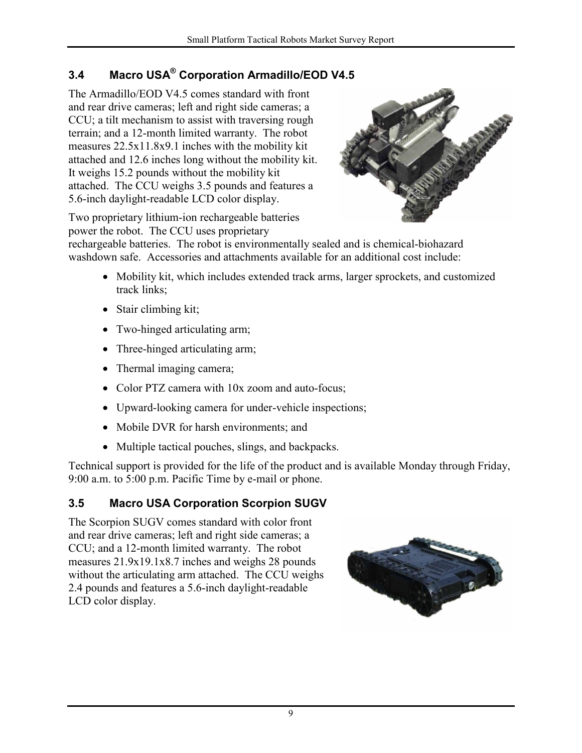## 3.4 Macro USA® Corporation Armadillo/EOD V4.5

The Armadillo/EOD V4.5 comes standard with front and rear drive cameras; left and right side cameras; a CCU; a tilt mechanism to assist with traversing rough terrain; and a 12-month limited warranty. The robot measures 22.5x11.8x9.1 inches with the mobility kit attached and 12.6 inches long without the mobility kit. It weighs 15.2 pounds without the mobility kit attached. The CCU weighs 3.5 pounds and features a 5.6-inch daylight-readable LCD color display.

Two proprietary lithium-ion rechargeable batteries power the robot. The CCU uses proprietary rechargeable batteries. The robot is environmentally sealed and is chemical-biohazard washdown safe. Accessories and attachments available for an additional cost include:

- Mobility kit, which includes extended track arms, larger sprockets, and customized track links;
- Stair climbing kit;
- Two-hinged articulating arm;
- Three-hinged articulating arm;
- Thermal imaging camera;
- Color PTZ camera with 10x zoom and auto-focus;
- Upward-looking camera for under-vehicle inspections;
- Mobile DVR for harsh environments; and
- Multiple tactical pouches, slings, and backpacks.

Technical support is provided for the life of the product and is available Monday through Friday, 9:00 a.m. to 5:00 p.m. Pacific Time by e-mail or phone.

## 3.5 Macro USA Corporation Scorpion SUGV

The Scorpion SUGV comes standard with color front and rear drive cameras; left and right side cameras; a CCU; and a 12-month limited warranty. The robot measures 21.9x19.1x8.7 inches and weighs 28 pounds without the articulating arm attached. The CCU weighs 2.4 pounds and features a 5.6-inch daylight-readable LCD color display.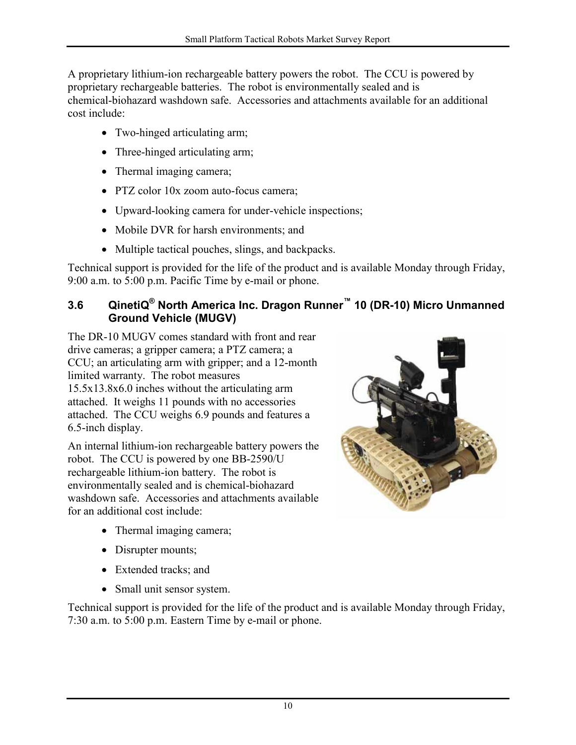A proprietary lithium-ion rechargeable battery powers the robot. The CCU is powered by proprietary rechargeable batteries. The robot is environmentally sealed and is chemical-biohazard washdown safe. Accessories and attachments available for an additional cost include:

- Two-hinged articulating arm;
- Three-hinged articulating arm;
- Thermal imaging camera;
- PTZ color 10x zoom auto-focus camera;
- Upward-looking camera for under-vehicle inspections;
- Mobile DVR for harsh environments; and
- Multiple tactical pouches, slings, and backpacks.

Technical support is provided for the life of the product and is available Monday through Friday, 9:00 a.m. to 5:00 p.m. Pacific Time by e-mail or phone.

### 3.6 QinetiQ® North America Inc. Dragon Runner™ 10 (DR-10) Micro Unmanned Ground Vehicle (MUGV)

The DR-10 MUGV comes standard with front and rear drive cameras; a gripper camera; a PTZ camera; a CCU; an articulating arm with gripper; and a 12-month limited warranty. The robot measures 15.5x13.8x6.0 inches without the articulating arm attached. It weighs 11 pounds with no accessories attached. The CCU weighs 6.9 pounds and features a 6.5-inch display.

An internal lithium-ion rechargeable battery powers the robot. The CCU is powered by one BB-2590/U rechargeable lithium-ion battery. The robot is environmentally sealed and is chemical-biohazard washdown safe. Accessories and attachments available for an additional cost include:

- Thermal imaging camera;
- Disrupter mounts;
- Extended tracks; and
- Small unit sensor system.

Technical support is provided for the life of the product and is available Monday through Friday, 7:30 a.m. to 5:00 p.m. Eastern Time by e-mail or phone.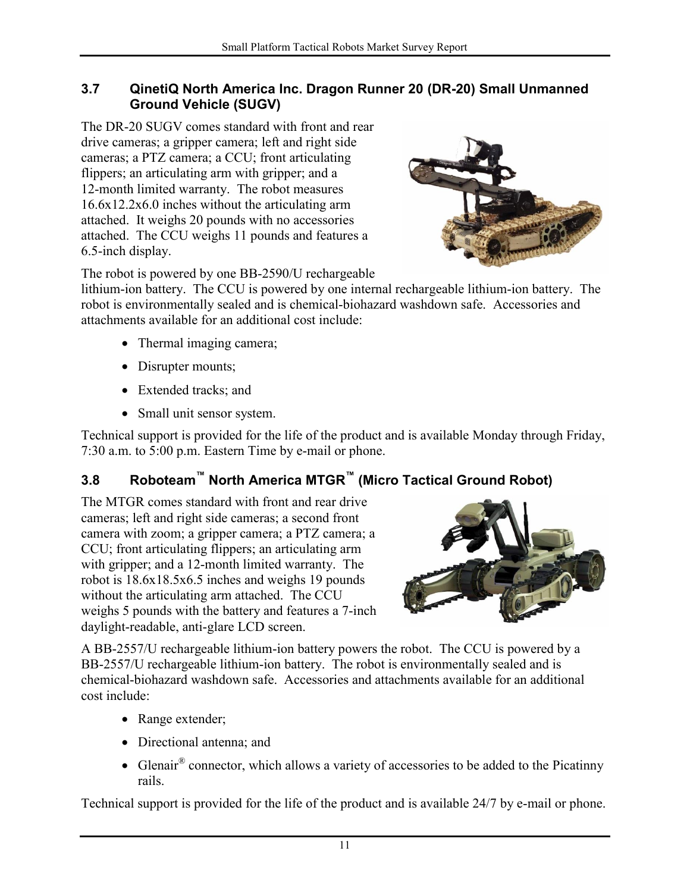### 3.7 QinetiQ North America Inc. Dragon Runner 20 (DR-20) Small Unmanned Ground Vehicle (SUGV)

The DR-20 SUGV comes standard with front and rear drive cameras; a gripper camera; left and right side cameras; a PTZ camera; a CCU; front articulating flippers; an articulating arm with gripper; and a 12-month limited warranty. The robot measures 16.6x12.2x6.0 inches without the articulating arm attached. It weighs 20 pounds with no accessories attached. The CCU weighs 11 pounds and features a 6.5-inch display.

The robot is powered by one BB-2590/U rechargeable lithium-ion battery. The CCU is powered by one internal rechargeable lithium-ion battery. The robot is environmentally sealed and is chemical-biohazard washdown safe. Accessories and attachments available for an additional cost include:

- Thermal imaging camera;
- Disrupter mounts;
- Extended tracks; and
- Small unit sensor system.

Technical support is provided for the life of the product and is available Monday through Friday, 7:30 a.m. to 5:00 p.m. Eastern Time by e-mail or phone.

### 3.8 Roboteam™ North America MTGR™ (Micro Tactical Ground Robot)

The MTGR comes standard with front and rear drive cameras; left and right side cameras; a second front camera with zoom; a gripper camera; a PTZ camera; a CCU; front articulating flippers; an articulating arm with gripper; and a 12-month limited warranty. The robot is 18.6x18.5x6.5 inches and weighs 19 pounds without the articulating arm attached. The CCU weighs 5 pounds with the battery and features a 7-inch daylight-readable, anti-glare LCD screen.

A BB-2557/U rechargeable lithium-ion battery powers the robot. The CCU is powered by a BB-2557/U rechargeable lithium-ion battery. The robot is environmentally sealed and is chemical-biohazard washdown safe. Accessories and attachments available for an additional cost include:

- Range extender;
- Directional antenna; and
- Glenair® connector, which allows a variety of accessories to be added to the Picatinny rails.

Technical support is provided for the life of the product and is available 24/7 by e-mail or phone.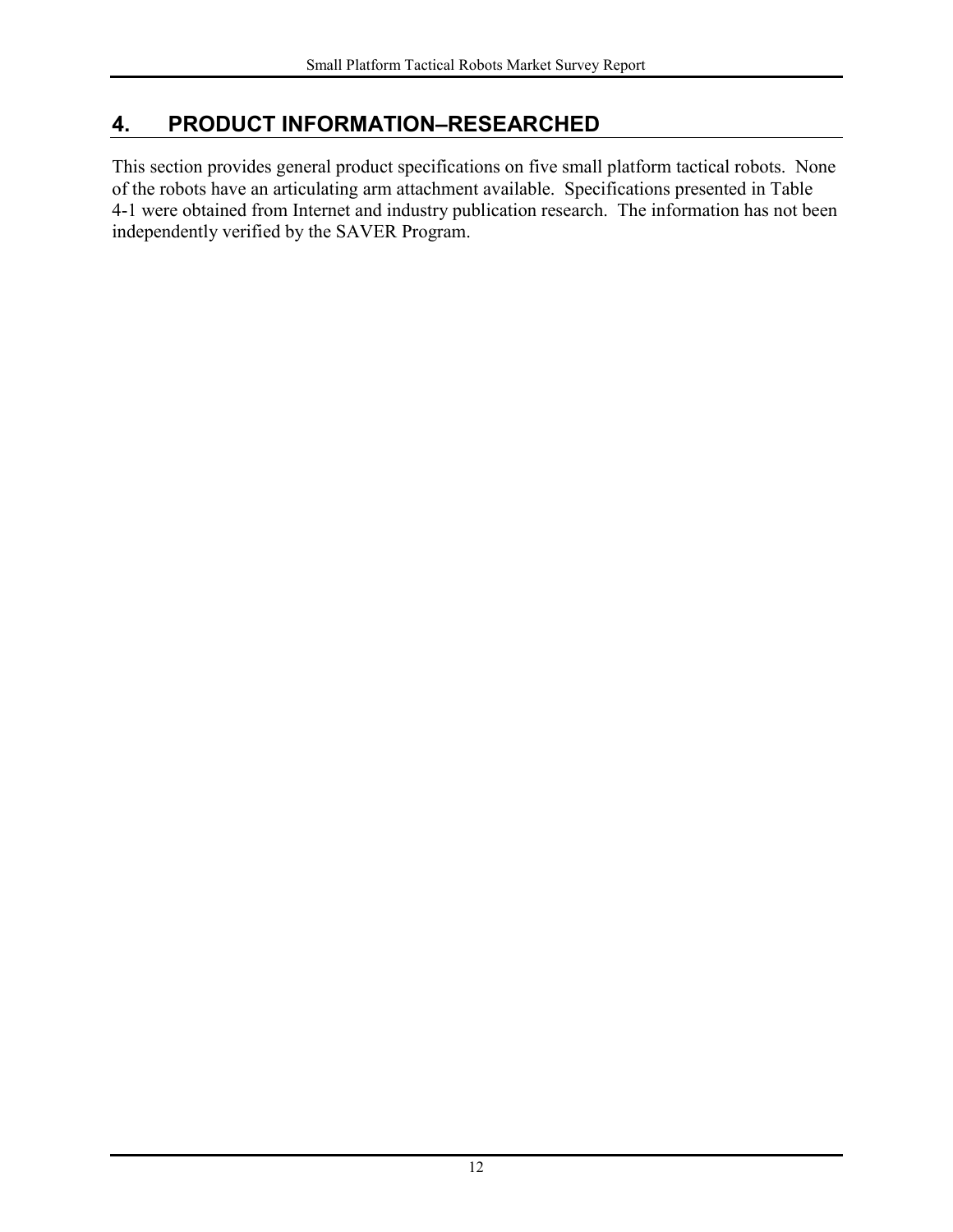# 4. PRODUCT INFORMATION–RESEARCHED

This section provides general product specifications on five small platform tactical robots. None of the robots have an articulating arm attachment available. Specifications presented in Table 4-1 were obtained from Internet and industry publication research. The information has not been independently verified by the SAVER Program.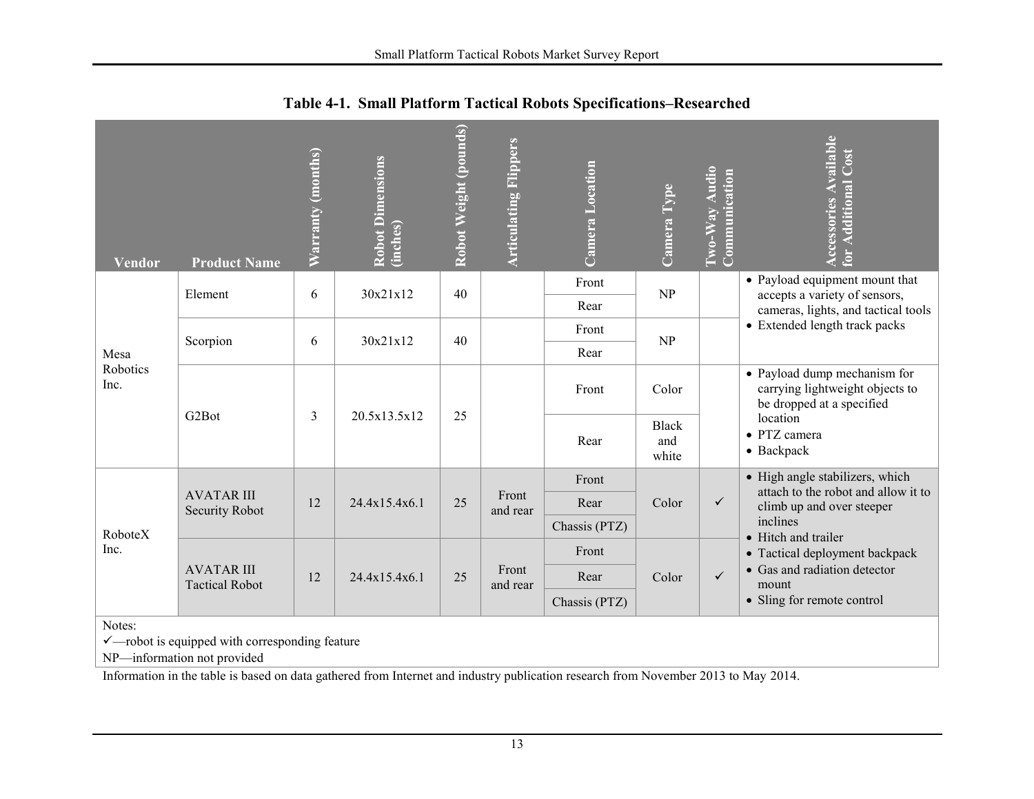**Table 4-1. Small Platform Tactical Robots Specifications–Researched**

| Vendor | Product Name | Warranty (months) | Robot Dimensions (inches) | Robot Weight (pounds) | Articulating Flippers | Camera Location | Camera Type | Two-Way Audio Communication | Accessories Available for Additional Cost |
|---|---|---|---|---|---|---|---|---|---|
| Mesa Robotics Inc. | Element | 6 | 30x21x12 | 40 | | Front | NP | | • Payload equipment mount that accepts a variety of sensors, cameras, lights, and tactical tools<br>• Extended length track packs |
| | | | | | | Rear | | | |
| | Scorpion | 6 | 30x21x12 | 40 | | Front | NP | | |
| | | | | | | Rear | | | |
| | G2Bot | 3 | 20.5x13.5x12 | 25 | | Front | Color | | • Payload dump mechanism for carrying lightweight objects to be dropped at a specified location<br>• PTZ camera<br>• Backpack |
| | | | | | | Rear | Black and white | | |
| RoboteX Inc. | AVATAR III Security Robot | 12 | 24.4x15.4x6.1 | 25 | Front and rear | Front | Color | ✓ | • High angle stabilizers, which attach to the robot and allow it to climb up and over steeper inclines<br>• Hitch and trailer<br>• Tactical deployment backpack<br>• Gas and radiation detector mount<br>• Sling for remote control |
| | | | | | | Rear | | | |
| | | | | | | Chassis (PTZ) | | | |
| | AVATAR III Tactical Robot | 12 | 24.4x15.4x6.1 | 25 | Front and rear | Front | Color | ✓ | |
| | | | | | | Rear | | | |
| | | | | | | Chassis (PTZ) | | | |

Notes:
✓—robot is equipped with corresponding feature
NP—information not provided

Information in the table is based on data gathered from Internet and industry publication research from November 2013 to May 2014.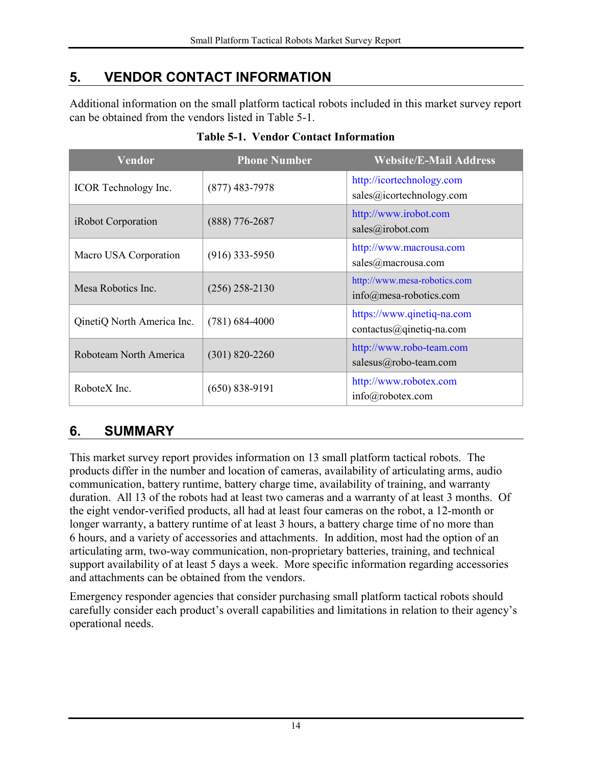## 5. VENDOR CONTACT INFORMATION

Additional information on the small platform tactical robots included in this market survey report can be obtained from the vendors listed in Table 5-1.

**Table 5-1. Vendor Contact Information**

| Vendor | Phone Number | Website/E-Mail Address |
|---|---|---|
| ICOR Technology Inc. | (877) 483-7978 | http://icortechnology.com<br>sales@icortechnology.com |
| iRobot Corporation | (888) 776-2687 | http://www.irobot.com<br>sales@irobot.com |
| Macro USA Corporation | (916) 333-5950 | http://www.macrousa.com<br>sales@macrousa.com |
| Mesa Robotics Inc. | (256) 258-2130 | http://www.mesa-robotics.com<br>info@mesa-robotics.com |
| QinetiQ North America Inc. | (781) 684-4000 | https://www.qinetiq-na.com<br>contactus@qinetiq-na.com |
| Roboteam North America | (301) 820-2260 | http://www.robo-team.com<br>salesus@robo-team.com |
| RoboteX Inc. | (650) 838-9191 | http://www.robotex.com<br>info@robotex.com |

## 6. SUMMARY

This market survey report provides information on 13 small platform tactical robots. The products differ in the number and location of cameras, availability of articulating arms, audio communication, battery runtime, battery charge time, availability of training, and warranty duration. All 13 of the robots had at least two cameras and a warranty of at least 3 months. Of the eight vendor-verified products, all had at least four cameras on the robot, a 12-month or longer warranty, a battery runtime of at least 3 hours, a battery charge time of no more than 6 hours, and a variety of accessories and attachments. In addition, most had the option of an articulating arm, two-way communication, non-proprietary batteries, training, and technical support availability of at least 5 days a week. More specific information regarding accessories and attachments can be obtained from the vendors.

Emergency responder agencies that consider purchasing small platform tactical robots should carefully consider each product's overall capabilities and limitations in relation to their agency's operational needs.